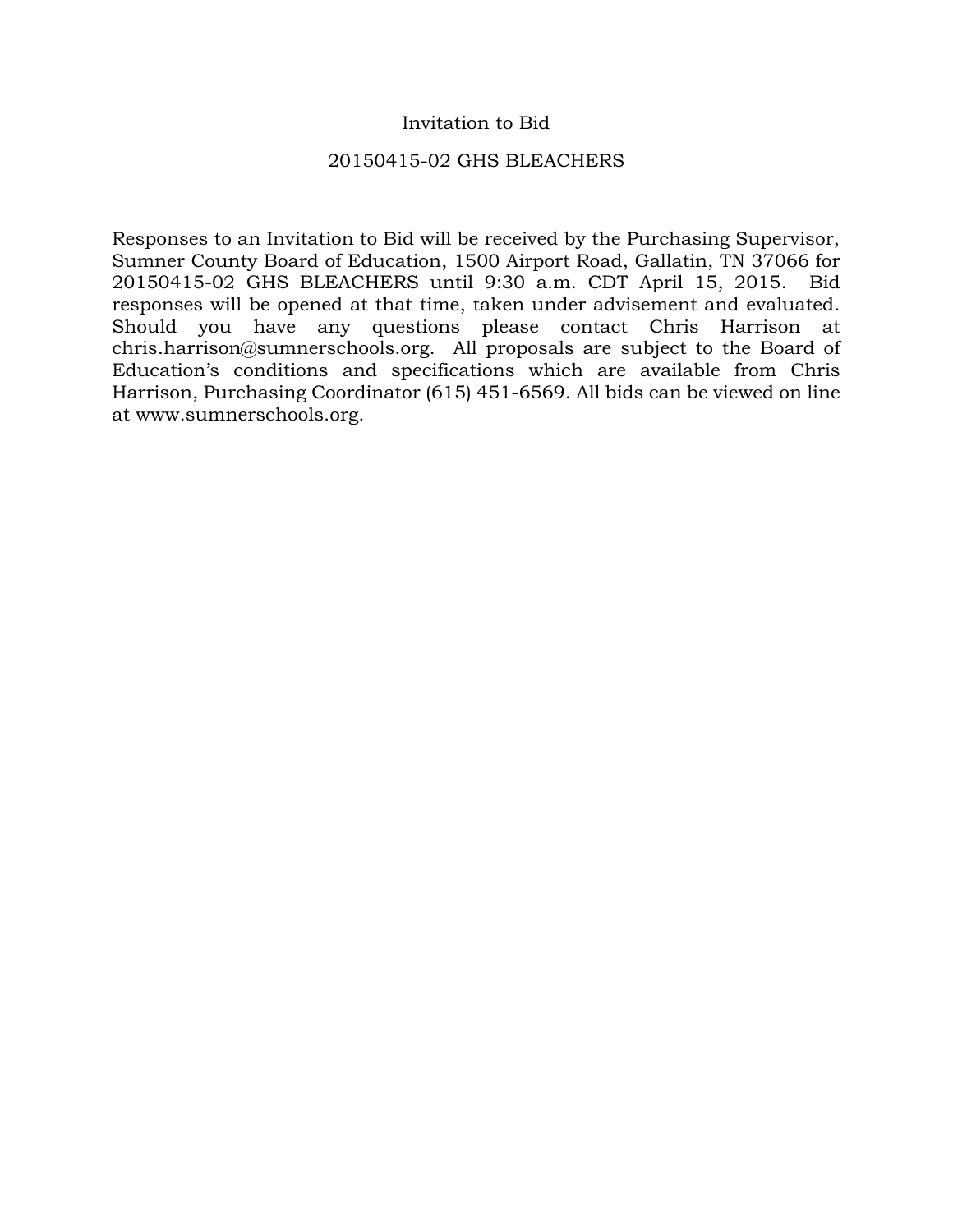# Invitation to Bid

## 20150415-02 GHS BLEACHERS

Responses to an Invitation to Bid will be received by the Purchasing Supervisor, Sumner County Board of Education, 1500 Airport Road, Gallatin, TN 37066 for 20150415-02 GHS BLEACHERS until 9:30 a.m. CDT April 15, 2015. Bid responses will be opened at that time, taken under advisement and evaluated. Should you have any questions please contact Chris Harrison at chris.harrison@sumnerschools.org. All proposals are subject to the Board of Education's conditions and specifications which are available from Chris Harrison, Purchasing Coordinator (615) 451-6569. All bids can be viewed on line at www.sumnerschools.org.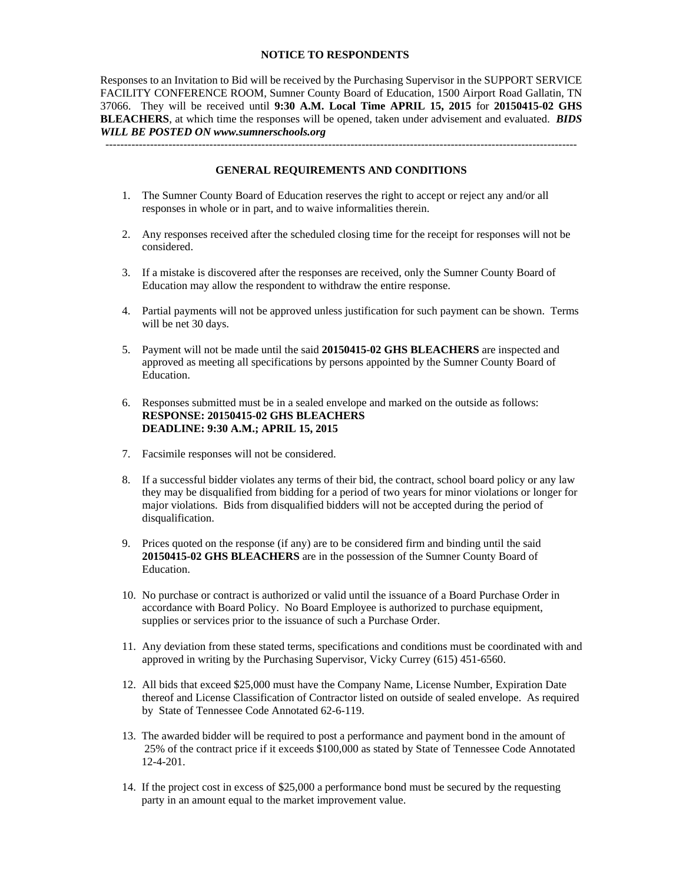## NOTICE TO RESPONDENTS

Responses to an Invitation to Bid will be received by the Purchasing Supervisor in the SUPPORT SERVICE FACILITY CONFERENCE ROOM, Sumner County Board of Education, 1500 Airport Road Gallatin, TN 37066. They will be received until **9:30 A.M. Local Time APRIL 15, 2015** for **20150415-02 GHS BLEACHERS**, at which time the responses will be opened, taken under advisement and evaluated. ***BIDS WILL BE POSTED ON www.sumnerschools.org***

---

## GENERAL REQUIREMENTS AND CONDITIONS

1. The Sumner County Board of Education reserves the right to accept or reject any and/or all responses in whole or in part, and to waive informalities therein.
2. Any responses received after the scheduled closing time for the receipt for responses will not be considered.
3. If a mistake is discovered after the responses are received, only the Sumner County Board of Education may allow the respondent to withdraw the entire response.
4. Partial payments will not be approved unless justification for such payment can be shown. Terms will be net 30 days.
5. Payment will not be made until the said **20150415-02 GHS BLEACHERS** are inspected and approved as meeting all specifications by persons appointed by the Sumner County Board of Education.
6. Responses submitted must be in a sealed envelope and marked on the outside as follows:
   **RESPONSE: 20150415-02 GHS BLEACHERS**
   **DEADLINE: 9:30 A.M.; APRIL 15, 2015**
7. Facsimile responses will not be considered.
8. If a successful bidder violates any terms of their bid, the contract, school board policy or any law they may be disqualified from bidding for a period of two years for minor violations or longer for major violations. Bids from disqualified bidders will not be accepted during the period of disqualification.
9. Prices quoted on the response (if any) are to be considered firm and binding until the said **20150415-02 GHS BLEACHERS** are in the possession of the Sumner County Board of Education.
10. No purchase or contract is authorized or valid until the issuance of a Board Purchase Order in accordance with Board Policy. No Board Employee is authorized to purchase equipment, supplies or services prior to the issuance of such a Purchase Order.
11. Any deviation from these stated terms, specifications and conditions must be coordinated with and approved in writing by the Purchasing Supervisor, Vicky Currey (615) 451-6560.
12. All bids that exceed $25,000 must have the Company Name, License Number, Expiration Date thereof and License Classification of Contractor listed on outside of sealed envelope. As required by State of Tennessee Code Annotated 62-6-119.
13. The awarded bidder will be required to post a performance and payment bond in the amount of 25% of the contract price if it exceeds $100,000 as stated by State of Tennessee Code Annotated 12-4-201.
14. If the project cost in excess of $25,000 a performance bond must be secured by the requesting party in an amount equal to the market improvement value.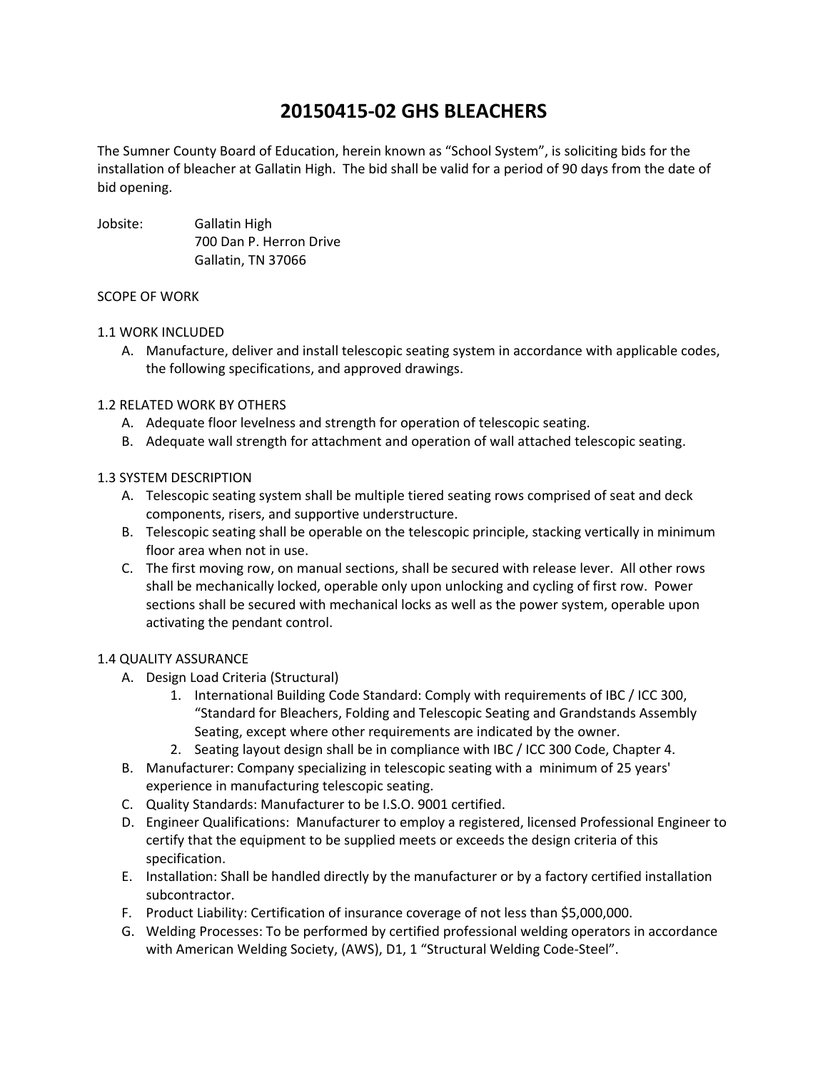# 20150415-02 GHS BLEACHERS

The Sumner County Board of Education, herein known as "School System", is soliciting bids for the installation of bleacher at Gallatin High. The bid shall be valid for a period of 90 days from the date of bid opening.

Jobsite: Gallatin High
700 Dan P. Herron Drive
Gallatin, TN 37066

SCOPE OF WORK

1.1 WORK INCLUDED

A. Manufacture, deliver and install telescopic seating system in accordance with applicable codes, the following specifications, and approved drawings.

1.2 RELATED WORK BY OTHERS

A. Adequate floor levelness and strength for operation of telescopic seating.
B. Adequate wall strength for attachment and operation of wall attached telescopic seating.

1.3 SYSTEM DESCRIPTION

A. Telescopic seating system shall be multiple tiered seating rows comprised of seat and deck components, risers, and supportive understructure.
B. Telescopic seating shall be operable on the telescopic principle, stacking vertically in minimum floor area when not in use.
C. The first moving row, on manual sections, shall be secured with release lever. All other rows shall be mechanically locked, operable only upon unlocking and cycling of first row. Power sections shall be secured with mechanical locks as well as the power system, operable upon activating the pendant control.

1.4 QUALITY ASSURANCE

A. Design Load Criteria (Structural)
   1. International Building Code Standard: Comply with requirements of IBC / ICC 300, "Standard for Bleachers, Folding and Telescopic Seating and Grandstands Assembly Seating, except where other requirements are indicated by the owner.
   2. Seating layout design shall be in compliance with IBC / ICC 300 Code, Chapter 4.
B. Manufacturer: Company specializing in telescopic seating with a minimum of 25 years' experience in manufacturing telescopic seating.
C. Quality Standards: Manufacturer to be I.S.O. 9001 certified.
D. Engineer Qualifications: Manufacturer to employ a registered, licensed Professional Engineer to certify that the equipment to be supplied meets or exceeds the design criteria of this specification.
E. Installation: Shall be handled directly by the manufacturer or by a factory certified installation subcontractor.
F. Product Liability: Certification of insurance coverage of not less than $5,000,000.
G. Welding Processes: To be performed by certified professional welding operators in accordance with American Welding Society, (AWS), D1, 1 "Structural Welding Code-Steel".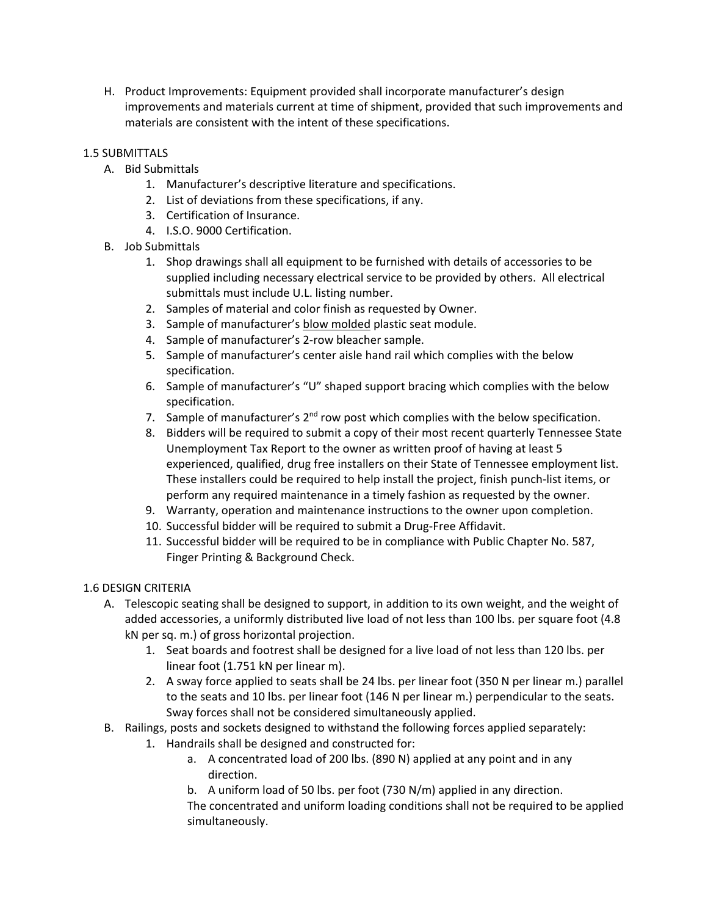H. Product Improvements: Equipment provided shall incorporate manufacturer's design improvements and materials current at time of shipment, provided that such improvements and materials are consistent with the intent of these specifications.

1.5 SUBMITTALS

A. Bid Submittals
   1. Manufacturer's descriptive literature and specifications.
   2. List of deviations from these specifications, if any.
   3. Certification of Insurance.
   4. I.S.O. 9000 Certification.

B. Job Submittals
   1. Shop drawings shall all equipment to be furnished with details of accessories to be supplied including necessary electrical service to be provided by others. All electrical submittals must include U.L. listing number.
   2. Samples of material and color finish as requested by Owner.
   3. Sample of manufacturer's <u>blow molded</u> plastic seat module.
   4. Sample of manufacturer's 2-row bleacher sample.
   5. Sample of manufacturer's center aisle hand rail which complies with the below specification.
   6. Sample of manufacturer's "U" shaped support bracing which complies with the below specification.
   7. Sample of manufacturer's 2nd row post which complies with the below specification.
   8. Bidders will be required to submit a copy of their most recent quarterly Tennessee State Unemployment Tax Report to the owner as written proof of having at least 5 experienced, qualified, drug free installers on their State of Tennessee employment list. These installers could be required to help install the project, finish punch-list items, or perform any required maintenance in a timely fashion as requested by the owner.
   9. Warranty, operation and maintenance instructions to the owner upon completion.
   10. Successful bidder will be required to submit a Drug-Free Affidavit.
   11. Successful bidder will be required to be in compliance with Public Chapter No. 587, Finger Printing & Background Check.

1.6 DESIGN CRITERIA

A. Telescopic seating shall be designed to support, in addition to its own weight, and the weight of added accessories, a uniformly distributed live load of not less than 100 lbs. per square foot (4.8 kN per sq. m.) of gross horizontal projection.
   1. Seat boards and footrest shall be designed for a live load of not less than 120 lbs. per linear foot (1.751 kN per linear m).
   2. A sway force applied to seats shall be 24 lbs. per linear foot (350 N per linear m.) parallel to the seats and 10 lbs. per linear foot (146 N per linear m.) perpendicular to the seats. Sway forces shall not be considered simultaneously applied.

B. Railings, posts and sockets designed to withstand the following forces applied separately:
   1. Handrails shall be designed and constructed for:
      a. A concentrated load of 200 lbs. (890 N) applied at any point and in any direction.
      b. A uniform load of 50 lbs. per foot (730 N/m) applied in any direction.

      The concentrated and uniform loading conditions shall not be required to be applied simultaneously.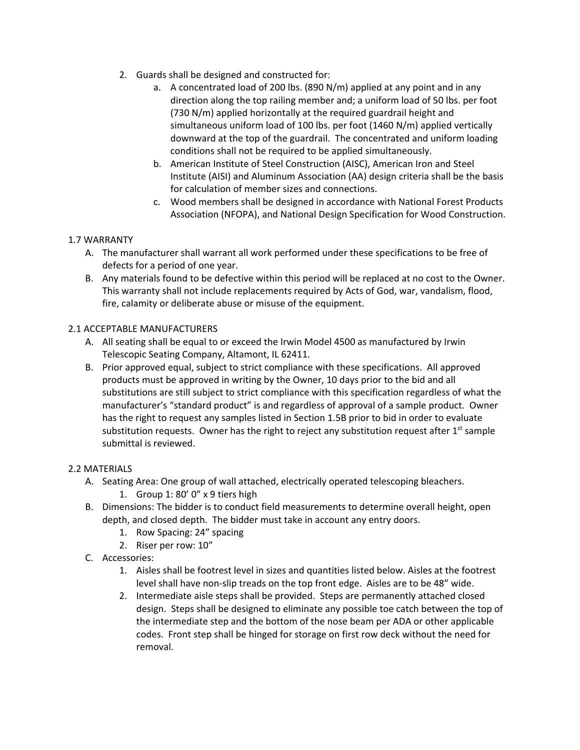2. Guards shall be designed and constructed for:
    a. A concentrated load of 200 lbs. (890 N/m) applied at any point and in any direction along the top railing member and; a uniform load of 50 lbs. per foot (730 N/m) applied horizontally at the required guardrail height and simultaneous uniform load of 100 lbs. per foot (1460 N/m) applied vertically downward at the top of the guardrail. The concentrated and uniform loading conditions shall not be required to be applied simultaneously.
    b. American Institute of Steel Construction (AISC), American Iron and Steel Institute (AISI) and Aluminum Association (AA) design criteria shall be the basis for calculation of member sizes and connections.
    c. Wood members shall be designed in accordance with National Forest Products Association (NFOPA), and National Design Specification for Wood Construction.

## 1.7 WARRANTY

A. The manufacturer shall warrant all work performed under these specifications to be free of defects for a period of one year.

B. Any materials found to be defective within this period will be replaced at no cost to the Owner. This warranty shall not include replacements required by Acts of God, war, vandalism, flood, fire, calamity or deliberate abuse or misuse of the equipment.

## 2.1 ACCEPTABLE MANUFACTURERS

A. All seating shall be equal to or exceed the Irwin Model 4500 as manufactured by Irwin Telescopic Seating Company, Altamont, IL 62411.

B. Prior approved equal, subject to strict compliance with these specifications. All approved products must be approved in writing by the Owner, 10 days prior to the bid and all substitutions are still subject to strict compliance with this specification regardless of what the manufacturer's "standard product" is and regardless of approval of a sample product. Owner has the right to request any samples listed in Section 1.5B prior to bid in order to evaluate substitution requests. Owner has the right to reject any substitution request after 1st sample submittal is reviewed.

## 2.2 MATERIALS

A. Seating Area: One group of wall attached, electrically operated telescoping bleachers.
    1. Group 1: 80' 0" x 9 tiers high

B. Dimensions: The bidder is to conduct field measurements to determine overall height, open depth, and closed depth. The bidder must take in account any entry doors.
    1. Row Spacing: 24" spacing
    2. Riser per row: 10"

C. Accessories:
    1. Aisles shall be footrest level in sizes and quantities listed below. Aisles at the footrest level shall have non-slip treads on the top front edge. Aisles are to be 48" wide.
    2. Intermediate aisle steps shall be provided. Steps are permanently attached closed design. Steps shall be designed to eliminate any possible toe catch between the top of the intermediate step and the bottom of the nose beam per ADA or other applicable codes. Front step shall be hinged for storage on first row deck without the need for removal.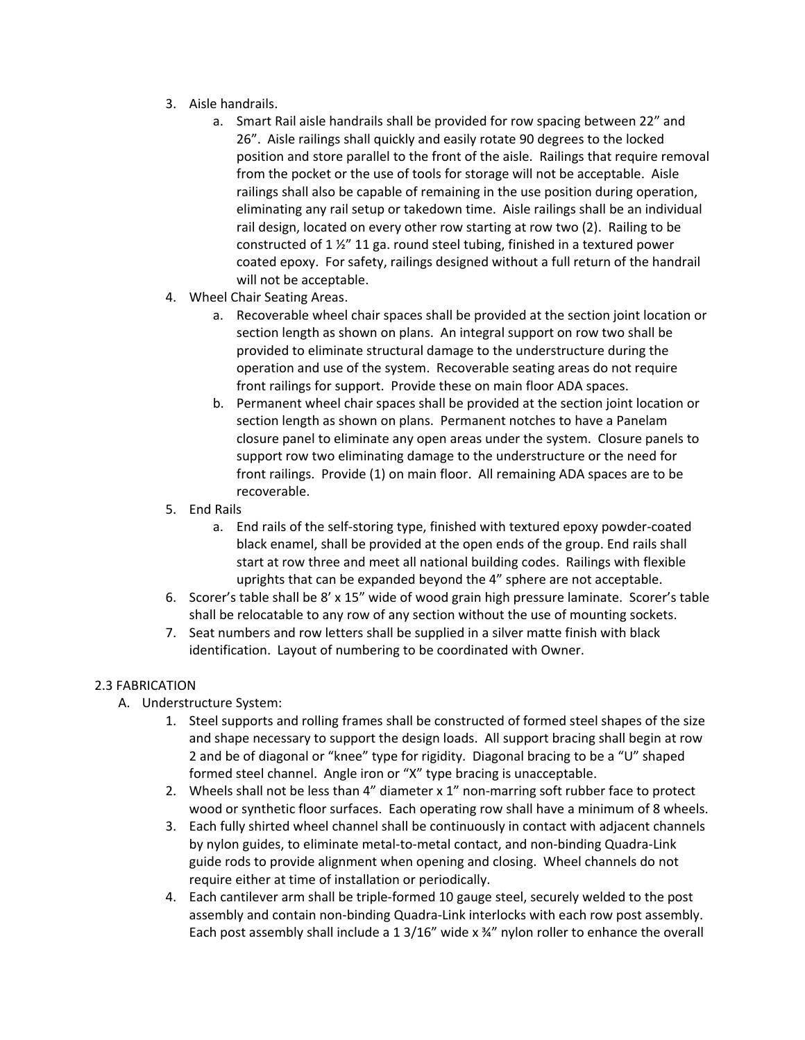3. Aisle handrails.
    a. Smart Rail aisle handrails shall be provided for row spacing between 22" and 26". Aisle railings shall quickly and easily rotate 90 degrees to the locked position and store parallel to the front of the aisle. Railings that require removal from the pocket or the use of tools for storage will not be acceptable. Aisle railings shall also be capable of remaining in the use position during operation, eliminating any rail setup or takedown time. Aisle railings shall be an individual rail design, located on every other row starting at row two (2). Railing to be constructed of 1 ½" 11 ga. round steel tubing, finished in a textured power coated epoxy. For safety, railings designed without a full return of the handrail will not be acceptable.
4. Wheel Chair Seating Areas.
    a. Recoverable wheel chair spaces shall be provided at the section joint location or section length as shown on plans. An integral support on row two shall be provided to eliminate structural damage to the understructure during the operation and use of the system. Recoverable seating areas do not require front railings for support. Provide these on main floor ADA spaces.
    b. Permanent wheel chair spaces shall be provided at the section joint location or section length as shown on plans. Permanent notches to have a Panelam closure panel to eliminate any open areas under the system. Closure panels to support row two eliminating damage to the understructure or the need for front railings. Provide (1) on main floor. All remaining ADA spaces are to be recoverable.
5. End Rails
    a. End rails of the self-storing type, finished with textured epoxy powder-coated black enamel, shall be provided at the open ends of the group. End rails shall start at row three and meet all national building codes. Railings with flexible uprights that can be expanded beyond the 4" sphere are not acceptable.
6. Scorer's table shall be 8' x 15" wide of wood grain high pressure laminate. Scorer's table shall be relocatable to any row of any section without the use of mounting sockets.
7. Seat numbers and row letters shall be supplied in a silver matte finish with black identification. Layout of numbering to be coordinated with Owner.

2.3 FABRICATION

A. Understructure System:
    1. Steel supports and rolling frames shall be constructed of formed steel shapes of the size and shape necessary to support the design loads. All support bracing shall begin at row 2 and be of diagonal or "knee" type for rigidity. Diagonal bracing to be a "U" shaped formed steel channel. Angle iron or "X" type bracing is unacceptable.
    2. Wheels shall not be less than 4" diameter x 1" non-marring soft rubber face to protect wood or synthetic floor surfaces. Each operating row shall have a minimum of 8 wheels.
    3. Each fully shirted wheel channel shall be continuously in contact with adjacent channels by nylon guides, to eliminate metal-to-metal contact, and non-binding Quadra-Link guide rods to provide alignment when opening and closing. Wheel channels do not require either at time of installation or periodically.
    4. Each cantilever arm shall be triple-formed 10 gauge steel, securely welded to the post assembly and contain non-binding Quadra-Link interlocks with each row post assembly. Each post assembly shall include a 1 3/16" wide x ¾" nylon roller to enhance the overall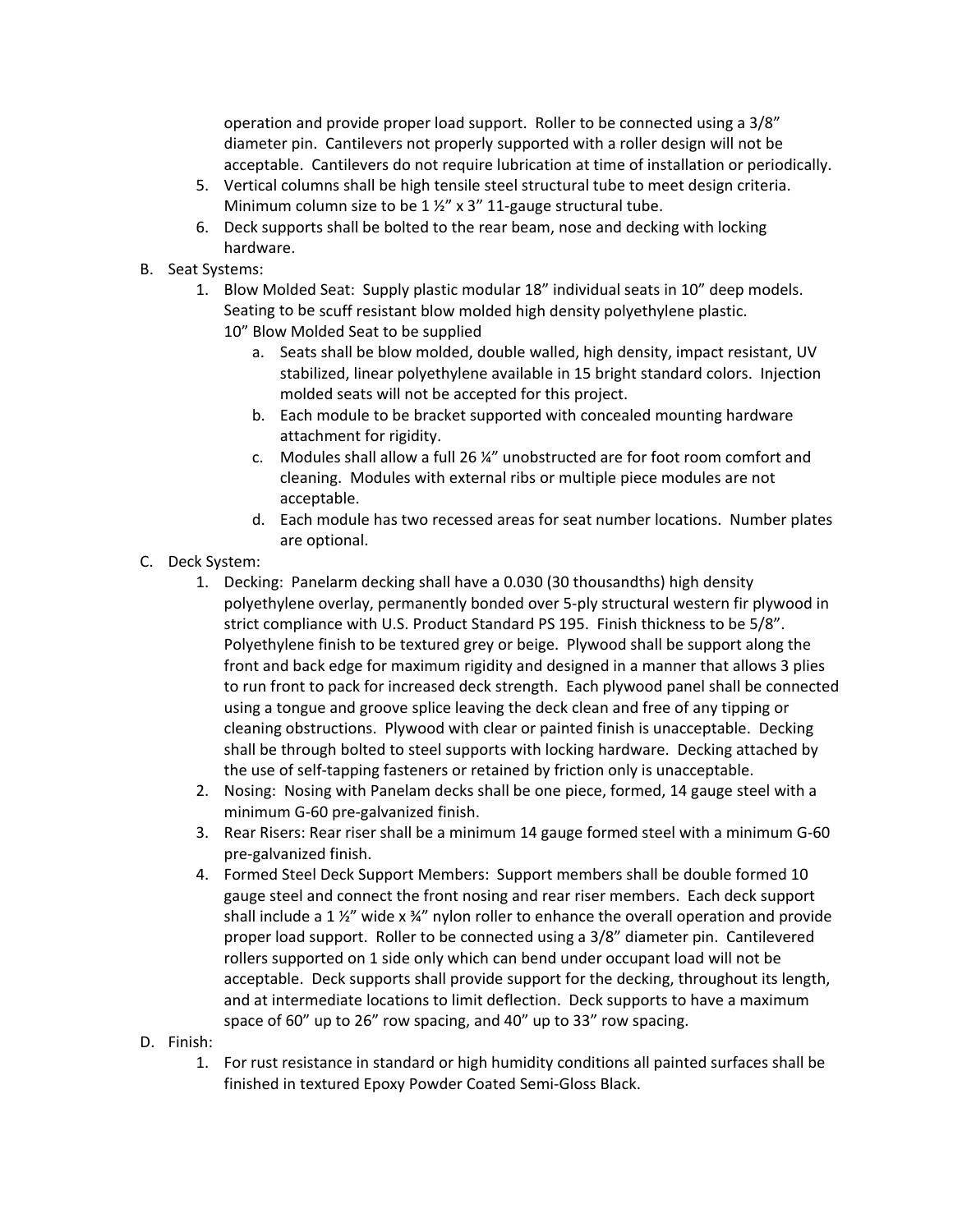operation and provide proper load support. Roller to be connected using a 3/8" diameter pin. Cantilevers not properly supported with a roller design will not be acceptable. Cantilevers do not require lubrication at time of installation or periodically.

5. Vertical columns shall be high tensile steel structural tube to meet design criteria. Minimum column size to be 1 ½" x 3" 11-gauge structural tube.
6. Deck supports shall be bolted to the rear beam, nose and decking with locking hardware.

B. Seat Systems:

1. Blow Molded Seat: Supply plastic modular 18" individual seats in 10" deep models. Seating to be scuff resistant blow molded high density polyethylene plastic.
   10" Blow Molded Seat to be supplied
   a. Seats shall be blow molded, double walled, high density, impact resistant, UV stabilized, linear polyethylene available in 15 bright standard colors. Injection molded seats will not be accepted for this project.
   b. Each module to be bracket supported with concealed mounting hardware attachment for rigidity.
   c. Modules shall allow a full 26 ¼" unobstructed are for foot room comfort and cleaning. Modules with external ribs or multiple piece modules are not acceptable.
   d. Each module has two recessed areas for seat number locations. Number plates are optional.

C. Deck System:

1. Decking: Panelarm decking shall have a 0.030 (30 thousandths) high density polyethylene overlay, permanently bonded over 5-ply structural western fir plywood in strict compliance with U.S. Product Standard PS 195. Finish thickness to be 5/8". Polyethylene finish to be textured grey or beige. Plywood shall be support along the front and back edge for maximum rigidity and designed in a manner that allows 3 plies to run front to pack for increased deck strength. Each plywood panel shall be connected using a tongue and groove splice leaving the deck clean and free of any tipping or cleaning obstructions. Plywood with clear or painted finish is unacceptable. Decking shall be through bolted to steel supports with locking hardware. Decking attached by the use of self-tapping fasteners or retained by friction only is unacceptable.
2. Nosing: Nosing with Panelam decks shall be one piece, formed, 14 gauge steel with a minimum G-60 pre-galvanized finish.
3. Rear Risers: Rear riser shall be a minimum 14 gauge formed steel with a minimum G-60 pre-galvanized finish.
4. Formed Steel Deck Support Members: Support members shall be double formed 10 gauge steel and connect the front nosing and rear riser members. Each deck support shall include a 1 ½" wide x ¾" nylon roller to enhance the overall operation and provide proper load support. Roller to be connected using a 3/8" diameter pin. Cantilevered rollers supported on 1 side only which can bend under occupant load will not be acceptable. Deck supports shall provide support for the decking, throughout its length, and at intermediate locations to limit deflection. Deck supports to have a maximum space of 60" up to 26" row spacing, and 40" up to 33" row spacing.

D. Finish:

1. For rust resistance in standard or high humidity conditions all painted surfaces shall be finished in textured Epoxy Powder Coated Semi-Gloss Black.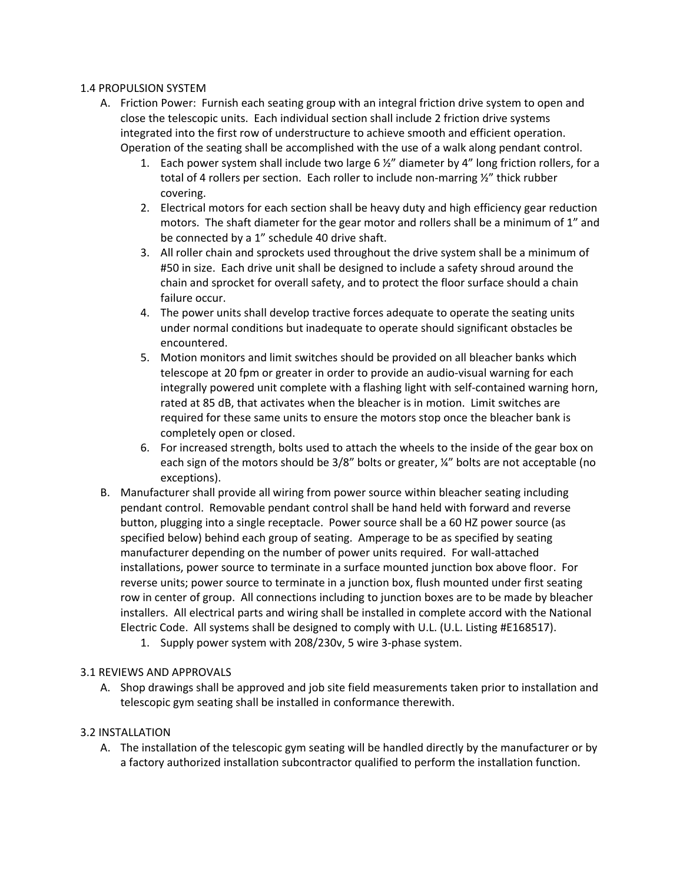1.4 PROPULSION SYSTEM

A. Friction Power: Furnish each seating group with an integral friction drive system to open and close the telescopic units. Each individual section shall include 2 friction drive systems integrated into the first row of understructure to achieve smooth and efficient operation. Operation of the seating shall be accomplished with the use of a walk along pendant control.
   1. Each power system shall include two large 6 ½" diameter by 4" long friction rollers, for a total of 4 rollers per section. Each roller to include non-marring ½" thick rubber covering.
   2. Electrical motors for each section shall be heavy duty and high efficiency gear reduction motors. The shaft diameter for the gear motor and rollers shall be a minimum of 1" and be connected by a 1" schedule 40 drive shaft.
   3. All roller chain and sprockets used throughout the drive system shall be a minimum of #50 in size. Each drive unit shall be designed to include a safety shroud around the chain and sprocket for overall safety, and to protect the floor surface should a chain failure occur.
   4. The power units shall develop tractive forces adequate to operate the seating units under normal conditions but inadequate to operate should significant obstacles be encountered.
   5. Motion monitors and limit switches should be provided on all bleacher banks which telescope at 20 fpm or greater in order to provide an audio-visual warning for each integrally powered unit complete with a flashing light with self-contained warning horn, rated at 85 dB, that activates when the bleacher is in motion. Limit switches are required for these same units to ensure the motors stop once the bleacher bank is completely open or closed.
   6. For increased strength, bolts used to attach the wheels to the inside of the gear box on each sign of the motors should be 3/8" bolts or greater, ¼" bolts are not acceptable (no exceptions).

B. Manufacturer shall provide all wiring from power source within bleacher seating including pendant control. Removable pendant control shall be hand held with forward and reverse button, plugging into a single receptacle. Power source shall be a 60 HZ power source (as specified below) behind each group of seating. Amperage to be as specified by seating manufacturer depending on the number of power units required. For wall-attached installations, power source to terminate in a surface mounted junction box above floor. For reverse units; power source to terminate in a junction box, flush mounted under first seating row in center of group. All connections including to junction boxes are to be made by bleacher installers. All electrical parts and wiring shall be installed in complete accord with the National Electric Code. All systems shall be designed to comply with U.L. (U.L. Listing #E168517).
   1. Supply power system with 208/230v, 5 wire 3-phase system.

3.1 REVIEWS AND APPROVALS

A. Shop drawings shall be approved and job site field measurements taken prior to installation and telescopic gym seating shall be installed in conformance therewith.

3.2 INSTALLATION

A. The installation of the telescopic gym seating will be handled directly by the manufacturer or by a factory authorized installation subcontractor qualified to perform the installation function.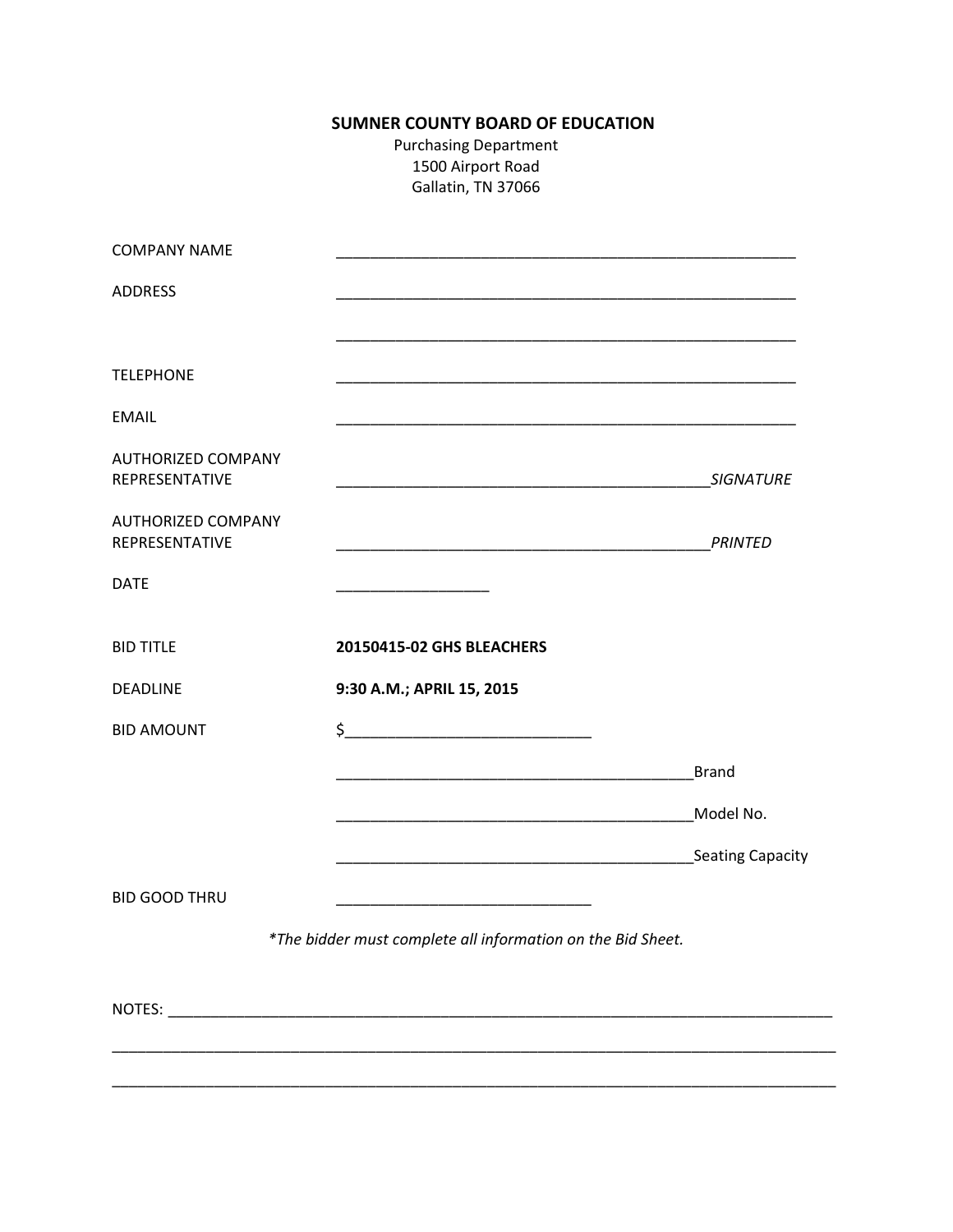**SUMNER COUNTY BOARD OF EDUCATION**

Purchasing Department
1500 Airport Road
Gallatin, TN 37066

COMPANY NAME ________________________________________________________

ADDRESS ________________________________________________________

________________________________________________________

TELEPHONE ________________________________________________________

EMAIL ________________________________________________________

AUTHORIZED COMPANY REPRESENTATIVE ______________________________________________*SIGNATURE*

AUTHORIZED COMPANY REPRESENTATIVE ______________________________________________*PRINTED*

DATE __________________

BID TITLE **20150415-02 GHS BLEACHERS**

DEADLINE **9:30 A.M.; APRIL 15, 2015**

BID AMOUNT $_____________________________

___________________________________________Brand

___________________________________________Model No.

___________________________________________Seating Capacity

BID GOOD THRU ______________________________

*\*The bidder must complete all information on the Bid Sheet.*

NOTES: ________________________________________________________________________________

________________________________________________________________________________________

________________________________________________________________________________________